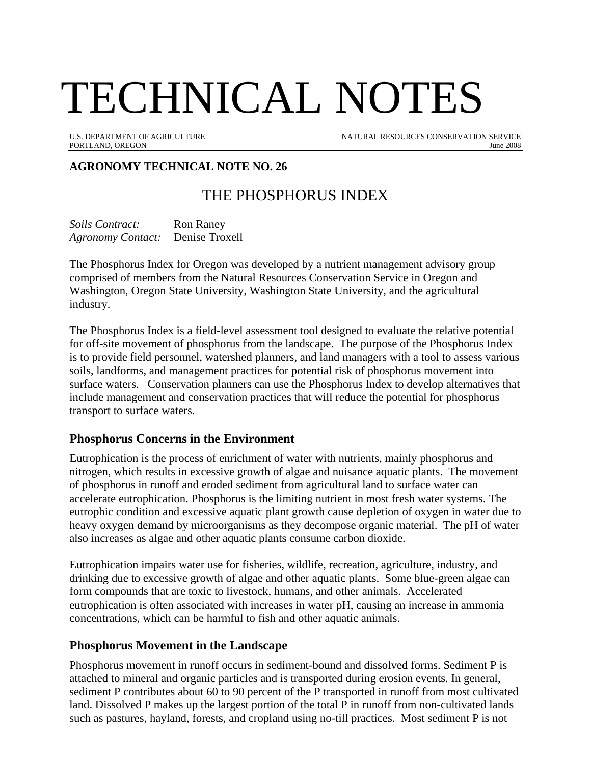# TECHNICAL NOTES

U.S. DEPARTMENT OF AGRICULTURE — NATURAL RESOURCES CONSERVATION SERVICE
PORTLAND, OREGON — June 2008

**AGRONOMY TECHNICAL NOTE NO. 26**

## THE PHOSPHORUS INDEX

*Soils Contract:* Ron Raney
*Agronomy Contact:* Denise Troxell

The Phosphorus Index for Oregon was developed by a nutrient management advisory group comprised of members from the Natural Resources Conservation Service in Oregon and Washington, Oregon State University, Washington State University, and the agricultural industry.

The Phosphorus Index is a field-level assessment tool designed to evaluate the relative potential for off-site movement of phosphorus from the landscape. The purpose of the Phosphorus Index is to provide field personnel, watershed planners, and land managers with a tool to assess various soils, landforms, and management practices for potential risk of phosphorus movement into surface waters. Conservation planners can use the Phosphorus Index to develop alternatives that include management and conservation practices that will reduce the potential for phosphorus transport to surface waters.

### Phosphorus Concerns in the Environment

Eutrophication is the process of enrichment of water with nutrients, mainly phosphorus and nitrogen, which results in excessive growth of algae and nuisance aquatic plants. The movement of phosphorus in runoff and eroded sediment from agricultural land to surface water can accelerate eutrophication. Phosphorus is the limiting nutrient in most fresh water systems. The eutrophic condition and excessive aquatic plant growth cause depletion of oxygen in water due to heavy oxygen demand by microorganisms as they decompose organic material. The pH of water also increases as algae and other aquatic plants consume carbon dioxide.

Eutrophication impairs water use for fisheries, wildlife, recreation, agriculture, industry, and drinking due to excessive growth of algae and other aquatic plants. Some blue-green algae can form compounds that are toxic to livestock, humans, and other animals. Accelerated eutrophication is often associated with increases in water pH, causing an increase in ammonia concentrations, which can be harmful to fish and other aquatic animals.

### Phosphorus Movement in the Landscape

Phosphorus movement in runoff occurs in sediment-bound and dissolved forms. Sediment P is attached to mineral and organic particles and is transported during erosion events. In general, sediment P contributes about 60 to 90 percent of the P transported in runoff from most cultivated land. Dissolved P makes up the largest portion of the total P in runoff from non-cultivated lands such as pastures, hayland, forests, and cropland using no-till practices. Most sediment P is not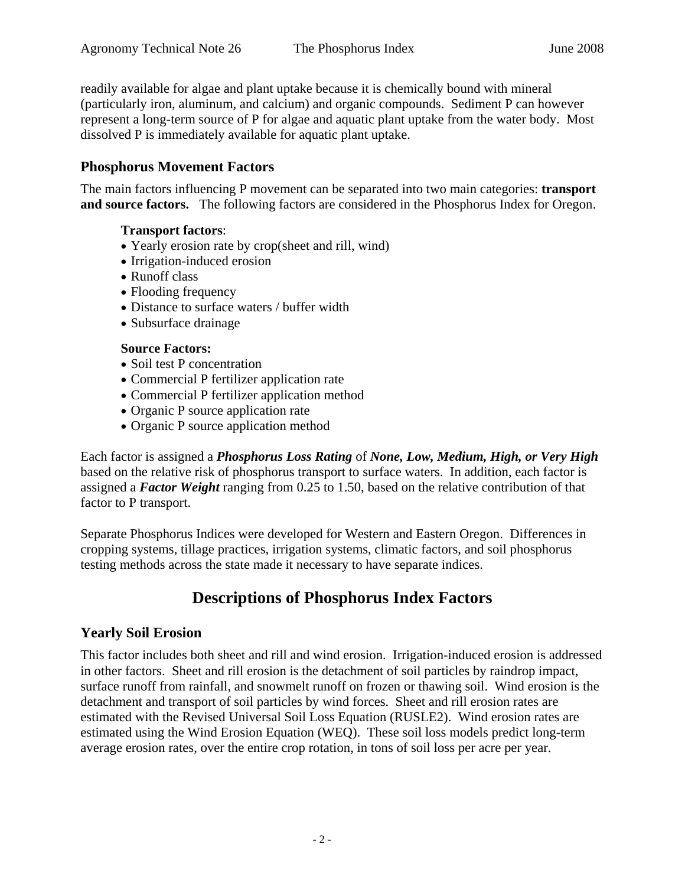readily available for algae and plant uptake because it is chemically bound with mineral (particularly iron, aluminum, and calcium) and organic compounds. Sediment P can however represent a long-term source of P for algae and aquatic plant uptake from the water body. Most dissolved P is immediately available for aquatic plant uptake.

## Phosphorus Movement Factors

The main factors influencing P movement can be separated into two main categories: **transport and source factors.** The following factors are considered in the Phosphorus Index for Oregon.

**Transport factors**:

- Yearly erosion rate by crop(sheet and rill, wind)
- Irrigation-induced erosion
- Runoff class
- Flooding frequency
- Distance to surface waters / buffer width
- Subsurface drainage

**Source Factors:**

- Soil test P concentration
- Commercial P fertilizer application rate
- Commercial P fertilizer application method
- Organic P source application rate
- Organic P source application method

Each factor is assigned a ***Phosphorus Loss Rating*** of ***None, Low, Medium, High, or Very High*** based on the relative risk of phosphorus transport to surface waters. In addition, each factor is assigned a ***Factor Weight*** ranging from 0.25 to 1.50, based on the relative contribution of that factor to P transport.

Separate Phosphorus Indices were developed for Western and Eastern Oregon. Differences in cropping systems, tillage practices, irrigation systems, climatic factors, and soil phosphorus testing methods across the state made it necessary to have separate indices.

# Descriptions of Phosphorus Index Factors

## Yearly Soil Erosion

This factor includes both sheet and rill and wind erosion. Irrigation-induced erosion is addressed in other factors. Sheet and rill erosion is the detachment of soil particles by raindrop impact, surface runoff from rainfall, and snowmelt runoff on frozen or thawing soil. Wind erosion is the detachment and transport of soil particles by wind forces. Sheet and rill erosion rates are estimated with the Revised Universal Soil Loss Equation (RUSLE2). Wind erosion rates are estimated using the Wind Erosion Equation (WEQ). These soil loss models predict long-term average erosion rates, over the entire crop rotation, in tons of soil loss per acre per year.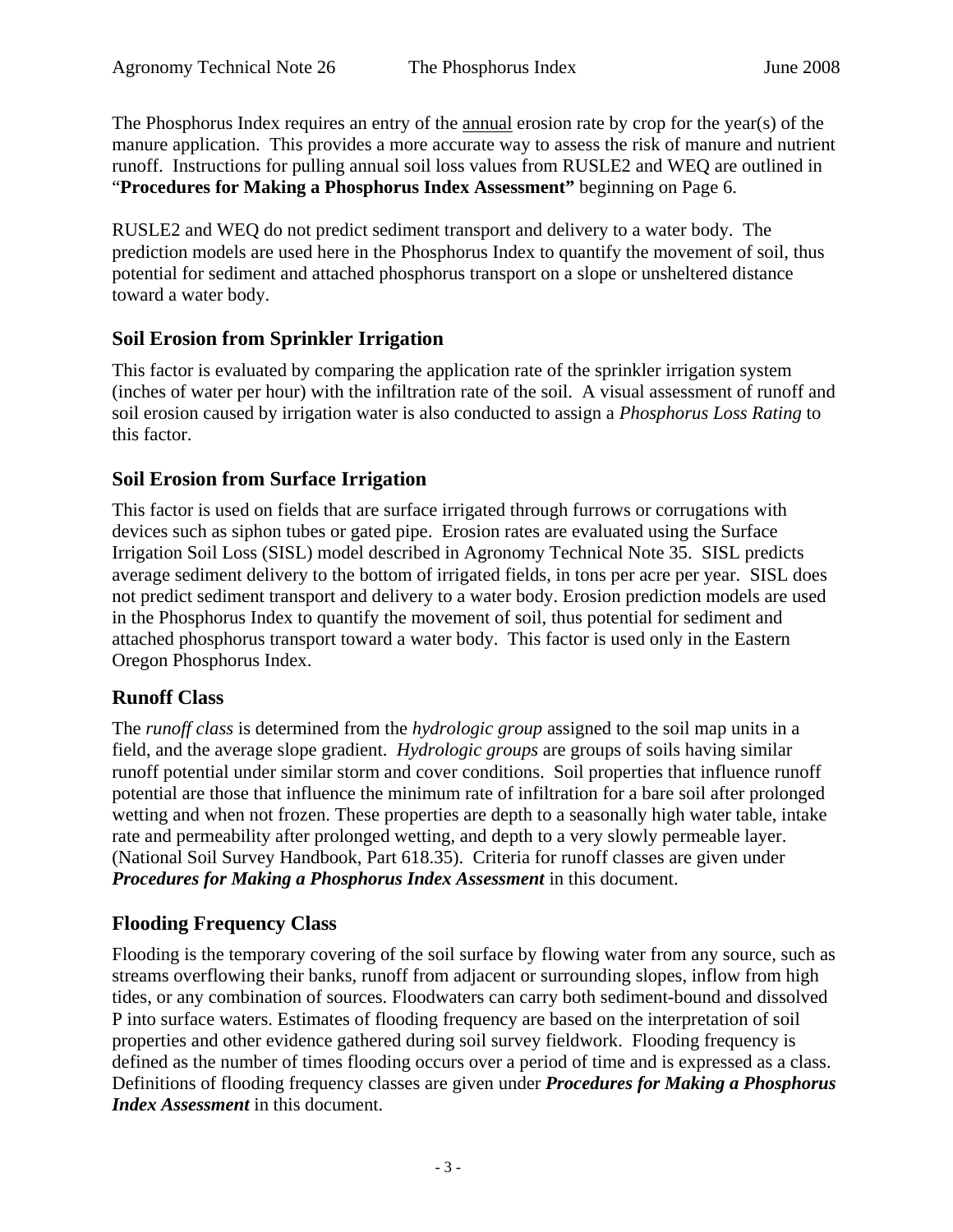The Phosphorus Index requires an entry of the annual erosion rate by crop for the year(s) of the manure application. This provides a more accurate way to assess the risk of manure and nutrient runoff. Instructions for pulling annual soil loss values from RUSLE2 and WEQ are outlined in "**Procedures for Making a Phosphorus Index Assessment"** beginning on Page 6.

RUSLE2 and WEQ do not predict sediment transport and delivery to a water body. The prediction models are used here in the Phosphorus Index to quantify the movement of soil, thus potential for sediment and attached phosphorus transport on a slope or unsheltered distance toward a water body.

## Soil Erosion from Sprinkler Irrigation

This factor is evaluated by comparing the application rate of the sprinkler irrigation system (inches of water per hour) with the infiltration rate of the soil. A visual assessment of runoff and soil erosion caused by irrigation water is also conducted to assign a *Phosphorus Loss Rating* to this factor.

## Soil Erosion from Surface Irrigation

This factor is used on fields that are surface irrigated through furrows or corrugations with devices such as siphon tubes or gated pipe. Erosion rates are evaluated using the Surface Irrigation Soil Loss (SISL) model described in Agronomy Technical Note 35. SISL predicts average sediment delivery to the bottom of irrigated fields, in tons per acre per year. SISL does not predict sediment transport and delivery to a water body. Erosion prediction models are used in the Phosphorus Index to quantify the movement of soil, thus potential for sediment and attached phosphorus transport toward a water body. This factor is used only in the Eastern Oregon Phosphorus Index.

## Runoff Class

The *runoff class* is determined from the *hydrologic group* assigned to the soil map units in a field, and the average slope gradient. *Hydrologic groups* are groups of soils having similar runoff potential under similar storm and cover conditions. Soil properties that influence runoff potential are those that influence the minimum rate of infiltration for a bare soil after prolonged wetting and when not frozen. These properties are depth to a seasonally high water table, intake rate and permeability after prolonged wetting, and depth to a very slowly permeable layer. (National Soil Survey Handbook, Part 618.35). Criteria for runoff classes are given under ***Procedures for Making a Phosphorus Index Assessment*** in this document.

## Flooding Frequency Class

Flooding is the temporary covering of the soil surface by flowing water from any source, such as streams overflowing their banks, runoff from adjacent or surrounding slopes, inflow from high tides, or any combination of sources. Floodwaters can carry both sediment-bound and dissolved P into surface waters. Estimates of flooding frequency are based on the interpretation of soil properties and other evidence gathered during soil survey fieldwork. Flooding frequency is defined as the number of times flooding occurs over a period of time and is expressed as a class. Definitions of flooding frequency classes are given under ***Procedures for Making a Phosphorus Index Assessment*** in this document.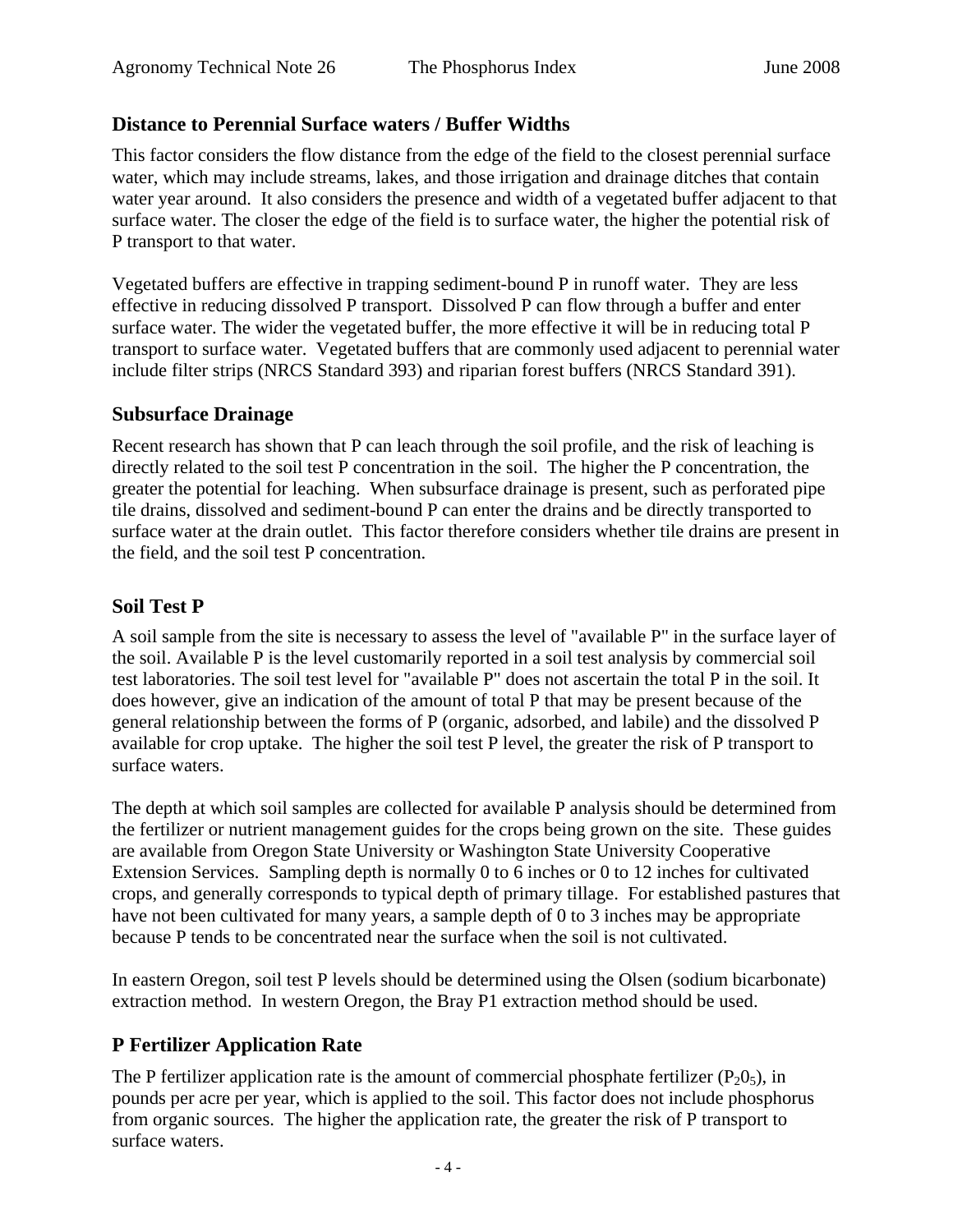## Distance to Perennial Surface waters / Buffer Widths

This factor considers the flow distance from the edge of the field to the closest perennial surface water, which may include streams, lakes, and those irrigation and drainage ditches that contain water year around. It also considers the presence and width of a vegetated buffer adjacent to that surface water. The closer the edge of the field is to surface water, the higher the potential risk of P transport to that water.

Vegetated buffers are effective in trapping sediment-bound P in runoff water. They are less effective in reducing dissolved P transport. Dissolved P can flow through a buffer and enter surface water. The wider the vegetated buffer, the more effective it will be in reducing total P transport to surface water. Vegetated buffers that are commonly used adjacent to perennial water include filter strips (NRCS Standard 393) and riparian forest buffers (NRCS Standard 391).

## Subsurface Drainage

Recent research has shown that P can leach through the soil profile, and the risk of leaching is directly related to the soil test P concentration in the soil. The higher the P concentration, the greater the potential for leaching. When subsurface drainage is present, such as perforated pipe tile drains, dissolved and sediment-bound P can enter the drains and be directly transported to surface water at the drain outlet. This factor therefore considers whether tile drains are present in the field, and the soil test P concentration.

## Soil Test P

A soil sample from the site is necessary to assess the level of "available P" in the surface layer of the soil. Available P is the level customarily reported in a soil test analysis by commercial soil test laboratories. The soil test level for "available P" does not ascertain the total P in the soil. It does however, give an indication of the amount of total P that may be present because of the general relationship between the forms of P (organic, adsorbed, and labile) and the dissolved P available for crop uptake. The higher the soil test P level, the greater the risk of P transport to surface waters.

The depth at which soil samples are collected for available P analysis should be determined from the fertilizer or nutrient management guides for the crops being grown on the site. These guides are available from Oregon State University or Washington State University Cooperative Extension Services. Sampling depth is normally 0 to 6 inches or 0 to 12 inches for cultivated crops, and generally corresponds to typical depth of primary tillage. For established pastures that have not been cultivated for many years, a sample depth of 0 to 3 inches may be appropriate because P tends to be concentrated near the surface when the soil is not cultivated.

In eastern Oregon, soil test P levels should be determined using the Olsen (sodium bicarbonate) extraction method. In western Oregon, the Bray P1 extraction method should be used.

## P Fertilizer Application Rate

The P fertilizer application rate is the amount of commercial phosphate fertilizer ($P_2O_5$), in pounds per acre per year, which is applied to the soil. This factor does not include phosphorus from organic sources. The higher the application rate, the greater the risk of P transport to surface waters.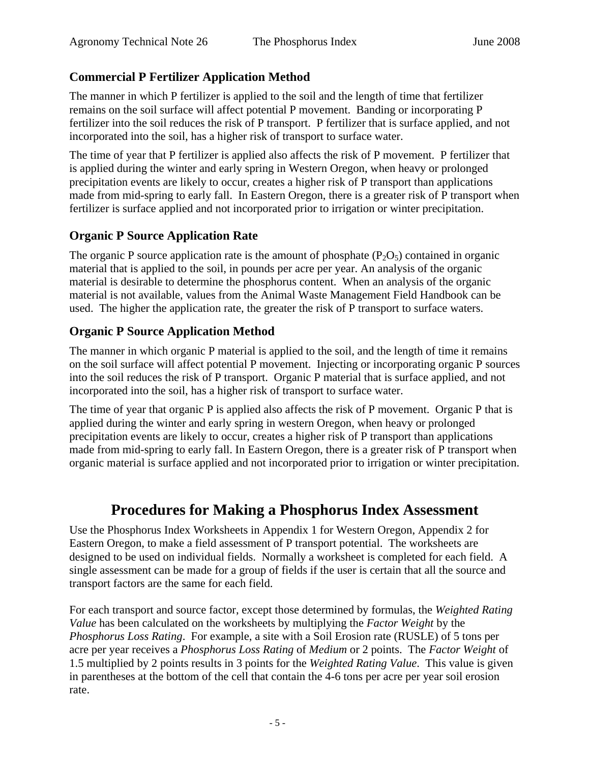### Commercial P Fertilizer Application Method

The manner in which P fertilizer is applied to the soil and the length of time that fertilizer remains on the soil surface will affect potential P movement. Banding or incorporating P fertilizer into the soil reduces the risk of P transport. P fertilizer that is surface applied, and not incorporated into the soil, has a higher risk of transport to surface water.

The time of year that P fertilizer is applied also affects the risk of P movement. P fertilizer that is applied during the winter and early spring in Western Oregon, when heavy or prolonged precipitation events are likely to occur, creates a higher risk of P transport than applications made from mid-spring to early fall. In Eastern Oregon, there is a greater risk of P transport when fertilizer is surface applied and not incorporated prior to irrigation or winter precipitation.

### Organic P Source Application Rate

The organic P source application rate is the amount of phosphate ($P_2O_5$) contained in organic material that is applied to the soil, in pounds per acre per year. An analysis of the organic material is desirable to determine the phosphorus content. When an analysis of the organic material is not available, values from the Animal Waste Management Field Handbook can be used. The higher the application rate, the greater the risk of P transport to surface waters.

### Organic P Source Application Method

The manner in which organic P material is applied to the soil, and the length of time it remains on the soil surface will affect potential P movement. Injecting or incorporating organic P sources into the soil reduces the risk of P transport. Organic P material that is surface applied, and not incorporated into the soil, has a higher risk of transport to surface water.

The time of year that organic P is applied also affects the risk of P movement. Organic P that is applied during the winter and early spring in western Oregon, when heavy or prolonged precipitation events are likely to occur, creates a higher risk of P transport than applications made from mid-spring to early fall. In Eastern Oregon, there is a greater risk of P transport when organic material is surface applied and not incorporated prior to irrigation or winter precipitation.

## Procedures for Making a Phosphorus Index Assessment

Use the Phosphorus Index Worksheets in Appendix 1 for Western Oregon, Appendix 2 for Eastern Oregon, to make a field assessment of P transport potential. The worksheets are designed to be used on individual fields. Normally a worksheet is completed for each field. A single assessment can be made for a group of fields if the user is certain that all the source and transport factors are the same for each field.

For each transport and source factor, except those determined by formulas, the *Weighted Rating Value* has been calculated on the worksheets by multiplying the *Factor Weight* by the *Phosphorus Loss Rating*. For example, a site with a Soil Erosion rate (RUSLE) of 5 tons per acre per year receives a *Phosphorus Loss Rating* of *Medium* or 2 points. The *Factor Weight* of 1.5 multiplied by 2 points results in 3 points for the *Weighted Rating Value*. This value is given in parentheses at the bottom of the cell that contain the 4-6 tons per acre per year soil erosion rate.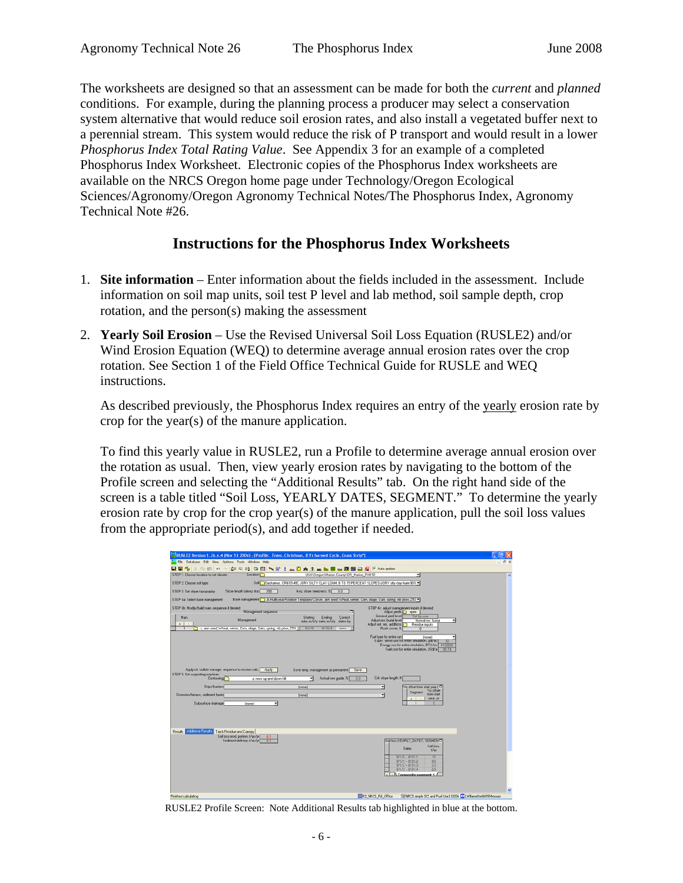The worksheets are designed so that an assessment can be made for both the *current* and *planned* conditions. For example, during the planning process a producer may select a conservation system alternative that would reduce soil erosion rates, and also install a vegetated buffer next to a perennial stream. This system would reduce the risk of P transport and would result in a lower *Phosphorus Index Total Rating Value*. See Appendix 3 for an example of a completed Phosphorus Index Worksheet. Electronic copies of the Phosphorus Index worksheets are available on the NRCS Oregon home page under Technology/Oregon Ecological Sciences/Agronomy/Oregon Agronomy Technical Notes/The Phosphorus Index, Agronomy Technical Note #26.

## Instructions for the Phosphorus Index Worksheets

1. **Site information** – Enter information about the fields included in the assessment. Include information on soil map units, soil test P level and lab method, soil sample depth, crop rotation, and the person(s) making the assessment

2. **Yearly Soil Erosion** – Use the Revised Universal Soil Loss Equation (RUSLE2) and/or Wind Erosion Equation (WEQ) to determine average annual erosion rates over the crop rotation. See Section 1 of the Field Office Technical Guide for RUSLE and WEQ instructions.

   As described previously, the Phosphorus Index requires an entry of the yearly erosion rate by crop for the year(s) of the manure application.

   To find this yearly value in RUSLE2, run a Profile to determine average annual erosion over the rotation as usual. Then, view yearly erosion rates by navigating to the bottom of the Profile screen and selecting the "Additional Results" tab. On the right hand side of the screen is a table titled "Soil Loss, YEARLY DATES, SEGMENT." To determine the yearly erosion rate by crop for the crop year(s) of the manure application, pull the soil loss values from the appropriate period(s), and add together if needed.

RUSLE2 Profile Screen: Note Additional Results tab highlighted in blue at the bottom.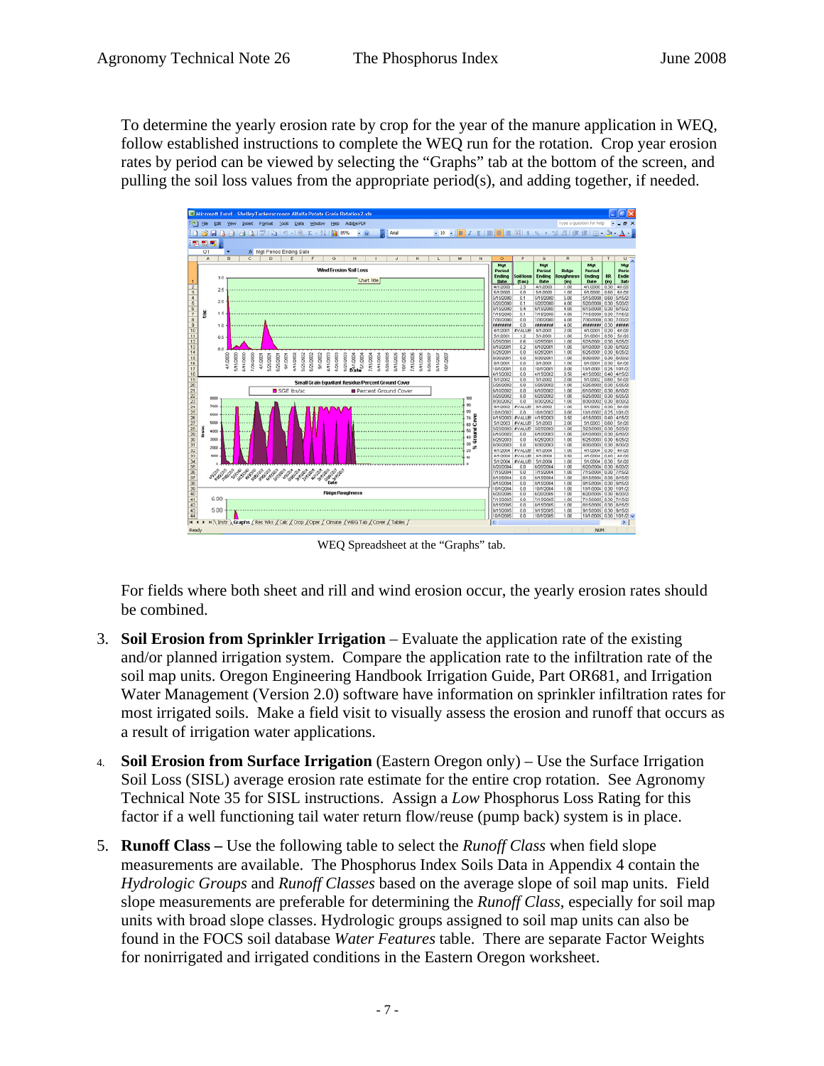To determine the yearly erosion rate by crop for the year of the manure application in WEQ, follow established instructions to complete the WEQ run for the rotation. Crop year erosion rates by period can be viewed by selecting the "Graphs" tab at the bottom of the screen, and pulling the soil loss values from the appropriate period(s), and adding together, if needed.

WEQ Spreadsheet at the "Graphs" tab.

For fields where both sheet and rill and wind erosion occur, the yearly erosion rates should be combined.

3. **Soil Erosion from Sprinkler Irrigation** – Evaluate the application rate of the existing and/or planned irrigation system. Compare the application rate to the infiltration rate of the soil map units. Oregon Engineering Handbook Irrigation Guide, Part OR681, and Irrigation Water Management (Version 2.0) software have information on sprinkler infiltration rates for most irrigated soils. Make a field visit to visually assess the erosion and runoff that occurs as a result of irrigation water applications.

4. **Soil Erosion from Surface Irrigation** (Eastern Oregon only) – Use the Surface Irrigation Soil Loss (SISL) average erosion rate estimate for the entire crop rotation. See Agronomy Technical Note 35 for SISL instructions. Assign a *Low* Phosphorus Loss Rating for this factor if a well functioning tail water return flow/reuse (pump back) system is in place.

5. **Runoff Class –** Use the following table to select the *Runoff Class* when field slope measurements are available. The Phosphorus Index Soils Data in Appendix 4 contain the *Hydrologic Groups* and *Runoff Classes* based on the average slope of soil map units. Field slope measurements are preferable for determining the *Runoff Class*, especially for soil map units with broad slope classes. Hydrologic groups assigned to soil map units can also be found in the FOCS soil database *Water Features* table. There are separate Factor Weights for nonirrigated and irrigated conditions in the Eastern Oregon worksheet.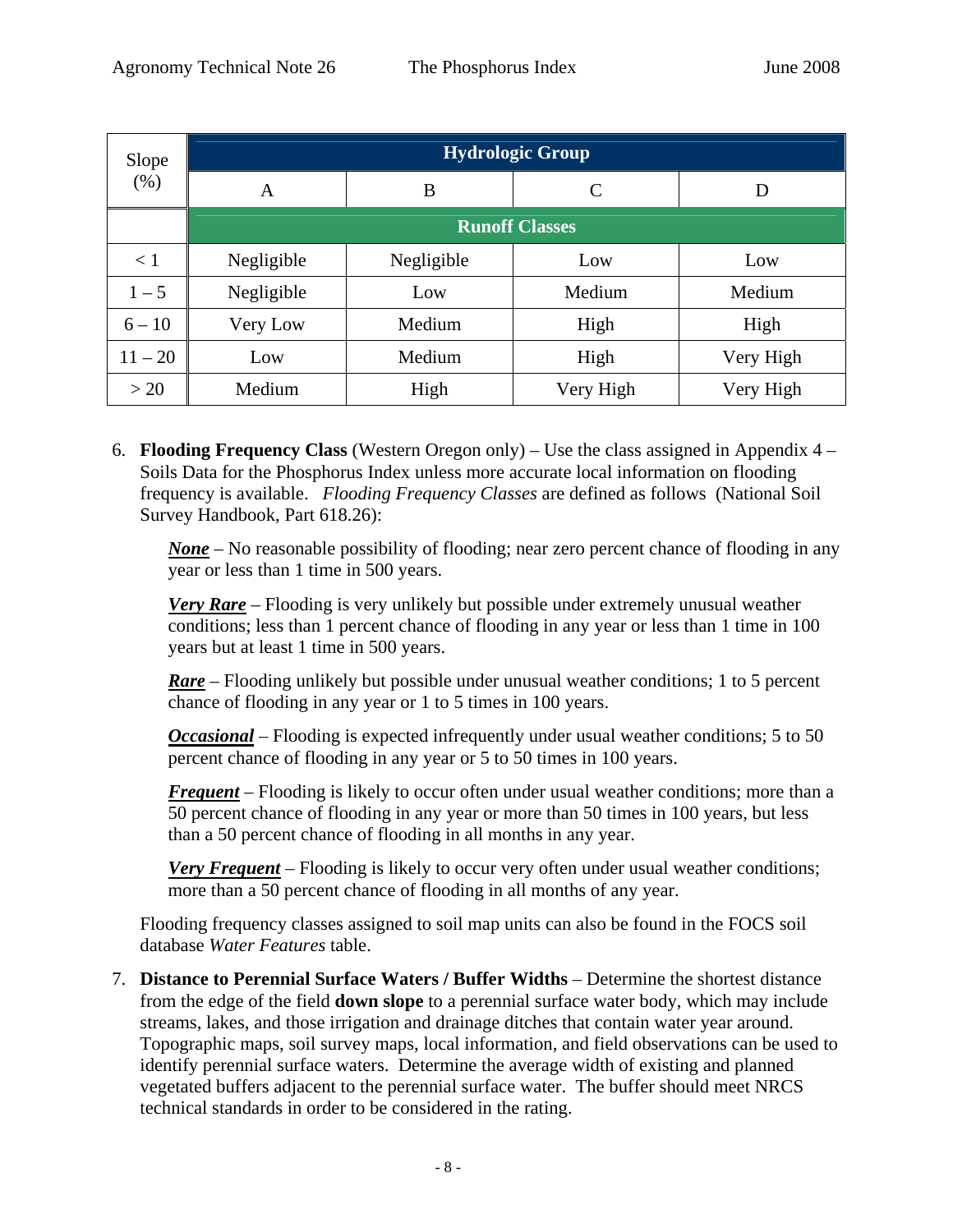| Slope (%) | Hydrologic Group | | | |
|---|---|---|---|---|
| | A | B | C | D |
| | Runoff Classes | | | |
| < 1 | Negligible | Negligible | Low | Low |
| 1 – 5 | Negligible | Low | Medium | Medium |
| 6 – 10 | Very Low | Medium | High | High |
| 11 – 20 | Low | Medium | High | Very High |
| > 20 | Medium | High | Very High | Very High |

6. **Flooding Frequency Class** (Western Oregon only) – Use the class assigned in Appendix 4 – Soils Data for the Phosphorus Index unless more accurate local information on flooding frequency is available. *Flooding Frequency Classes* are defined as follows (National Soil Survey Handbook, Part 618.26):

   ***None*** – No reasonable possibility of flooding; near zero percent chance of flooding in any year or less than 1 time in 500 years.

   ***Very Rare*** – Flooding is very unlikely but possible under extremely unusual weather conditions; less than 1 percent chance of flooding in any year or less than 1 time in 100 years but at least 1 time in 500 years.

   ***Rare*** – Flooding unlikely but possible under unusual weather conditions; 1 to 5 percent chance of flooding in any year or 1 to 5 times in 100 years.

   ***Occasional*** – Flooding is expected infrequently under usual weather conditions; 5 to 50 percent chance of flooding in any year or 5 to 50 times in 100 years.

   ***Frequent*** – Flooding is likely to occur often under usual weather conditions; more than a 50 percent chance of flooding in any year or more than 50 times in 100 years, but less than a 50 percent chance of flooding in all months in any year.

   ***Very Frequent*** – Flooding is likely to occur very often under usual weather conditions; more than a 50 percent chance of flooding in all months of any year.

   Flooding frequency classes assigned to soil map units can also be found in the FOCS soil database *Water Features* table.

7. **Distance to Perennial Surface Waters / Buffer Widths** – Determine the shortest distance from the edge of the field **down slope** to a perennial surface water body, which may include streams, lakes, and those irrigation and drainage ditches that contain water year around. Topographic maps, soil survey maps, local information, and field observations can be used to identify perennial surface waters. Determine the average width of existing and planned vegetated buffers adjacent to the perennial surface water. The buffer should meet NRCS technical standards in order to be considered in the rating.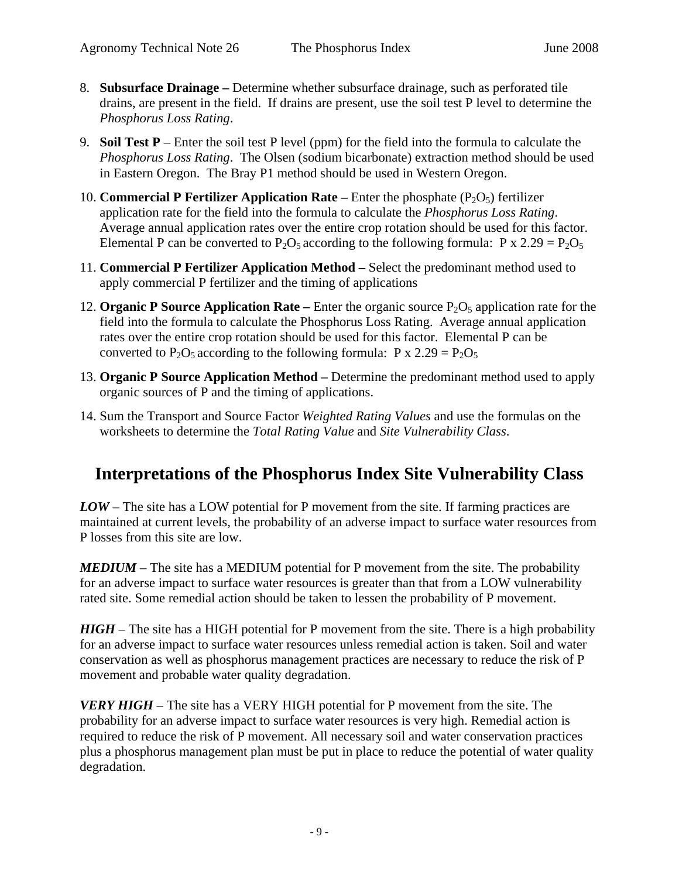8. **Subsurface Drainage –** Determine whether subsurface drainage, such as perforated tile drains, are present in the field. If drains are present, use the soil test P level to determine the *Phosphorus Loss Rating*.

9. **Soil Test P** – Enter the soil test P level (ppm) for the field into the formula to calculate the *Phosphorus Loss Rating*. The Olsen (sodium bicarbonate) extraction method should be used in Eastern Oregon. The Bray P1 method should be used in Western Oregon.

10. **Commercial P Fertilizer Application Rate –** Enter the phosphate ($P_2O_5$) fertilizer application rate for the field into the formula to calculate the *Phosphorus Loss Rating*. Average annual application rates over the entire crop rotation should be used for this factor. Elemental P can be converted to $P_2O_5$ according to the following formula: $P \times 2.29 = P_2O_5$

11. **Commercial P Fertilizer Application Method –** Select the predominant method used to apply commercial P fertilizer and the timing of applications

12. **Organic P Source Application Rate –** Enter the organic source $P_2O_5$ application rate for the field into the formula to calculate the Phosphorus Loss Rating. Average annual application rates over the entire crop rotation should be used for this factor. Elemental P can be converted to $P_2O_5$ according to the following formula: $P \times 2.29 = P_2O_5$

13. **Organic P Source Application Method –** Determine the predominant method used to apply organic sources of P and the timing of applications.

14. Sum the Transport and Source Factor *Weighted Rating Values* and use the formulas on the worksheets to determine the *Total Rating Value* and *Site Vulnerability Class*.

## Interpretations of the Phosphorus Index Site Vulnerability Class

***LOW*** – The site has a LOW potential for P movement from the site. If farming practices are maintained at current levels, the probability of an adverse impact to surface water resources from P losses from this site are low.

***MEDIUM*** – The site has a MEDIUM potential for P movement from the site. The probability for an adverse impact to surface water resources is greater than that from a LOW vulnerability rated site. Some remedial action should be taken to lessen the probability of P movement.

***HIGH*** – The site has a HIGH potential for P movement from the site. There is a high probability for an adverse impact to surface water resources unless remedial action is taken. Soil and water conservation as well as phosphorus management practices are necessary to reduce the risk of P movement and probable water quality degradation.

***VERY HIGH*** – The site has a VERY HIGH potential for P movement from the site. The probability for an adverse impact to surface water resources is very high. Remedial action is required to reduce the risk of P movement. All necessary soil and water conservation practices plus a phosphorus management plan must be put in place to reduce the potential of water quality degradation.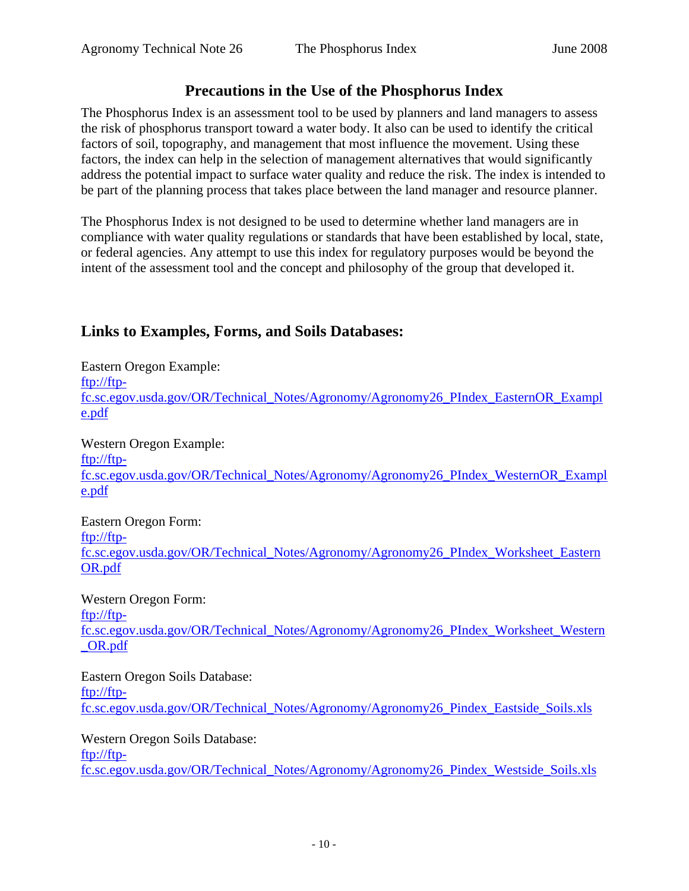## Precautions in the Use of the Phosphorus Index

The Phosphorus Index is an assessment tool to be used by planners and land managers to assess the risk of phosphorus transport toward a water body. It also can be used to identify the critical factors of soil, topography, and management that most influence the movement. Using these factors, the index can help in the selection of management alternatives that would significantly address the potential impact to surface water quality and reduce the risk. The index is intended to be part of the planning process that takes place between the land manager and resource planner.

The Phosphorus Index is not designed to be used to determine whether land managers are in compliance with water quality regulations or standards that have been established by local, state, or federal agencies. Any attempt to use this index for regulatory purposes would be beyond the intent of the assessment tool and the concept and philosophy of the group that developed it.

## Links to Examples, Forms, and Soils Databases:

Eastern Oregon Example:
ftp://ftp-fc.sc.egov.usda.gov/OR/Technical_Notes/Agronomy/Agronomy26_PIndex_EasternOR_Example.pdf

Western Oregon Example:
ftp://ftp-fc.sc.egov.usda.gov/OR/Technical_Notes/Agronomy/Agronomy26_PIndex_WesternOR_Example.pdf

Eastern Oregon Form:
ftp://ftp-fc.sc.egov.usda.gov/OR/Technical_Notes/Agronomy/Agronomy26_PIndex_Worksheet_EasternOR.pdf

Western Oregon Form:
ftp://ftp-fc.sc.egov.usda.gov/OR/Technical_Notes/Agronomy/Agronomy26_PIndex_Worksheet_Western_OR.pdf

Eastern Oregon Soils Database:
ftp://ftp-fc.sc.egov.usda.gov/OR/Technical_Notes/Agronomy/Agronomy26_Pindex_Eastside_Soils.xls

Western Oregon Soils Database:
ftp://ftp-fc.sc.egov.usda.gov/OR/Technical_Notes/Agronomy/Agronomy26_Pindex_Westside_Soils.xls